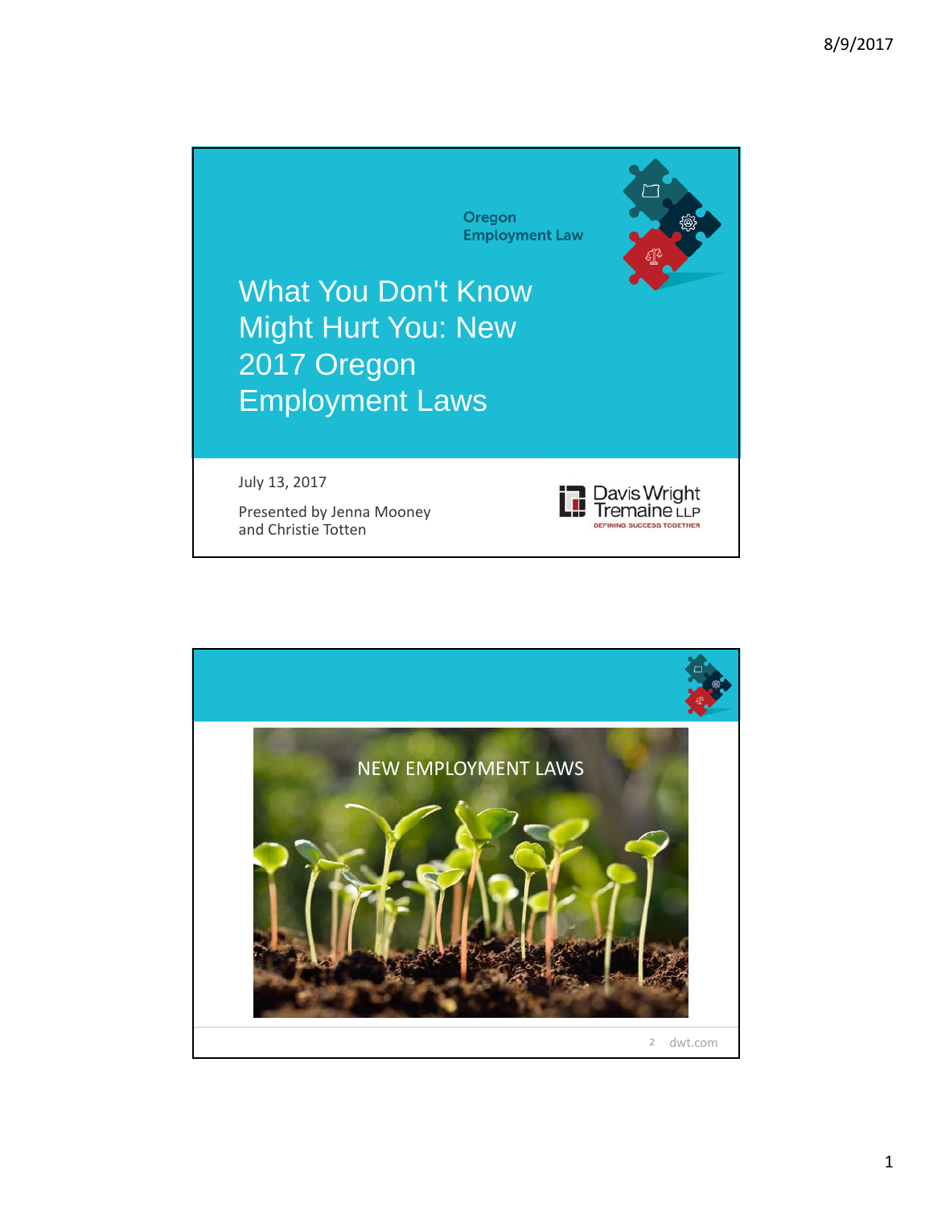Oregon
Employment Law

# What You Don't Know Might Hurt You: New 2017 Oregon Employment Laws

July 13, 2017

Presented by Jenna Mooney
and Christie Totten

Davis Wright Tremaine LLP
DEFINING SUCCESS TOGETHER

---

## NEW EMPLOYMENT LAWS

dwt.com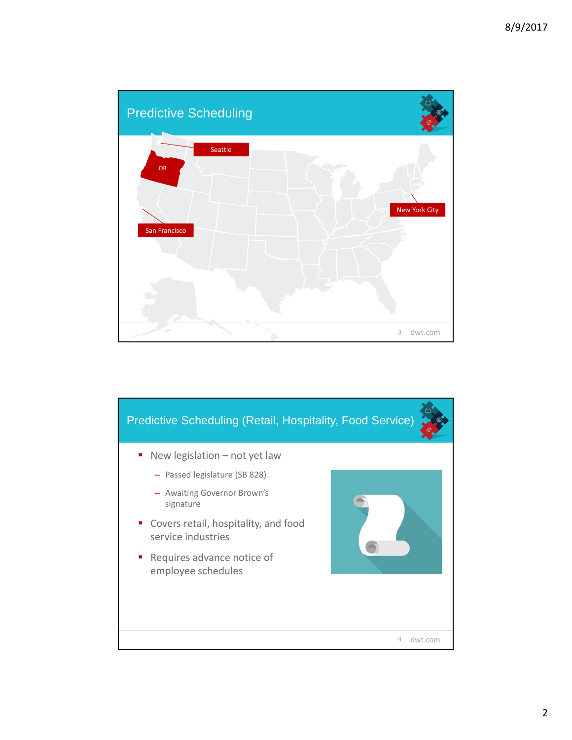## Predictive Scheduling

Seattle

OR

San Francisco

New York City

## Predictive Scheduling (Retail, Hospitality, Food Service)

- New legislation – not yet law
  - Passed legislature (SB 828)
  - Awaiting Governor Brown's signature
- Covers retail, hospitality, and food service industries
- Requires advance notice of employee schedules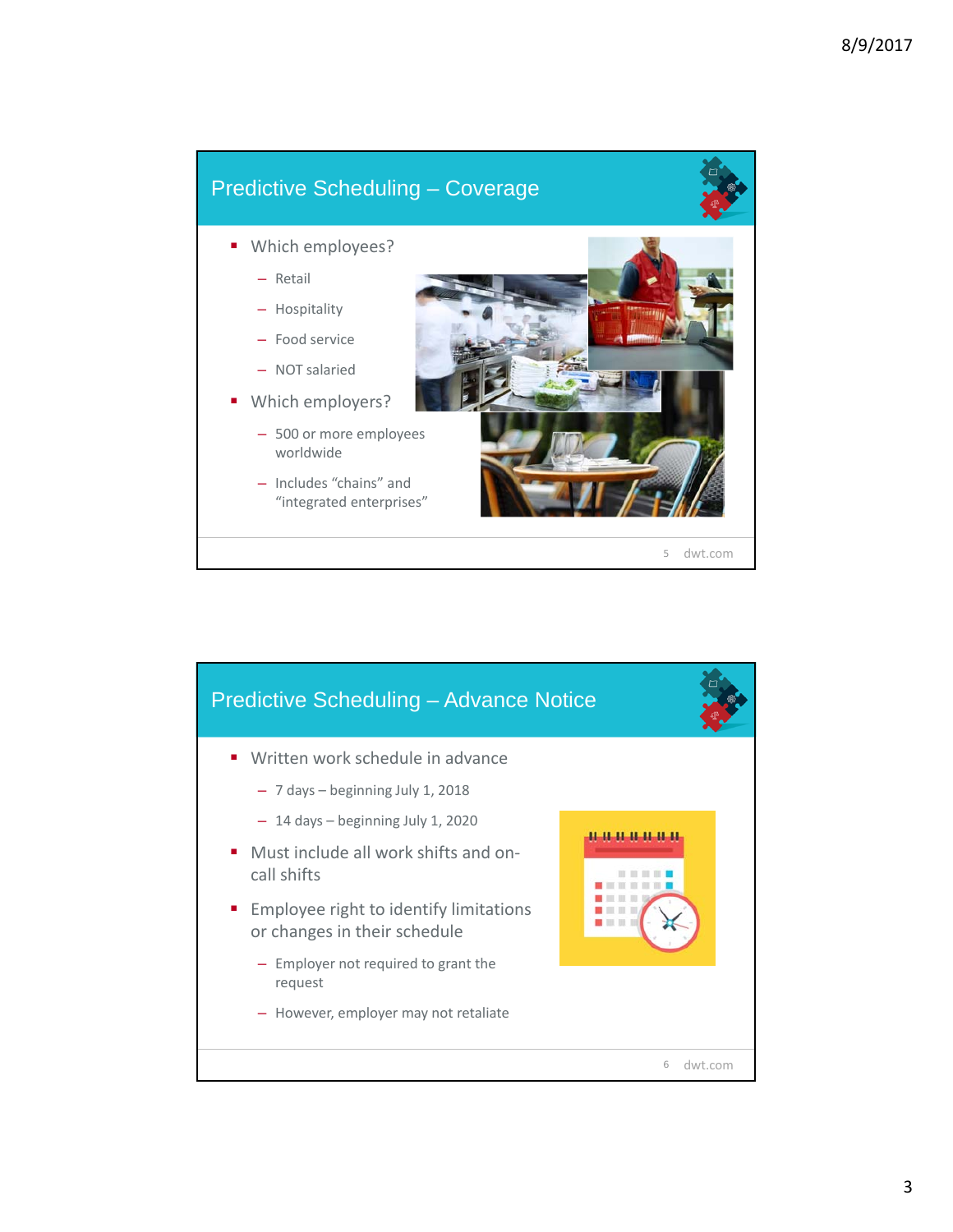## Predictive Scheduling – Coverage

- Which employees?
  - Retail
  - Hospitality
  - Food service
  - NOT salaried
- Which employers?
  - 500 or more employees worldwide
  - Includes "chains" and "integrated enterprises"

## Predictive Scheduling – Advance Notice

- Written work schedule in advance
  - 7 days – beginning July 1, 2018
  - 14 days – beginning July 1, 2020
- Must include all work shifts and on-call shifts
- Employee right to identify limitations or changes in their schedule
  - Employer not required to grant the request
  - However, employer may not retaliate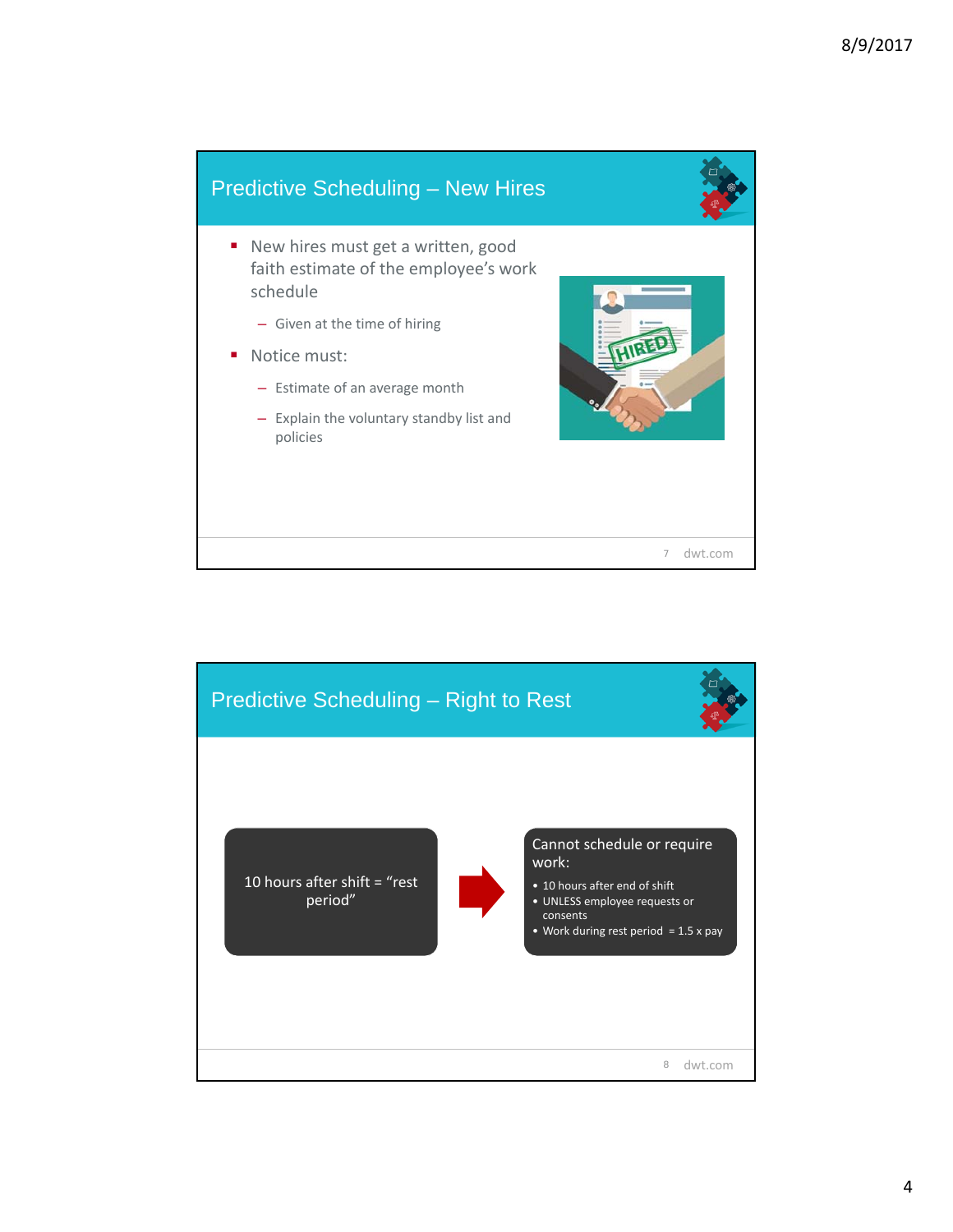## Predictive Scheduling – New Hires

- New hires must get a written, good faith estimate of the employee's work schedule
  - Given at the time of hiring
- Notice must:
  - Estimate of an average month
  - Explain the voluntary standby list and policies

## Predictive Scheduling – Right to Rest

10 hours after shift = "rest period"

Cannot schedule or require work:

- 10 hours after end of shift
- UNLESS employee requests or consents
- Work during rest period = 1.5 x pay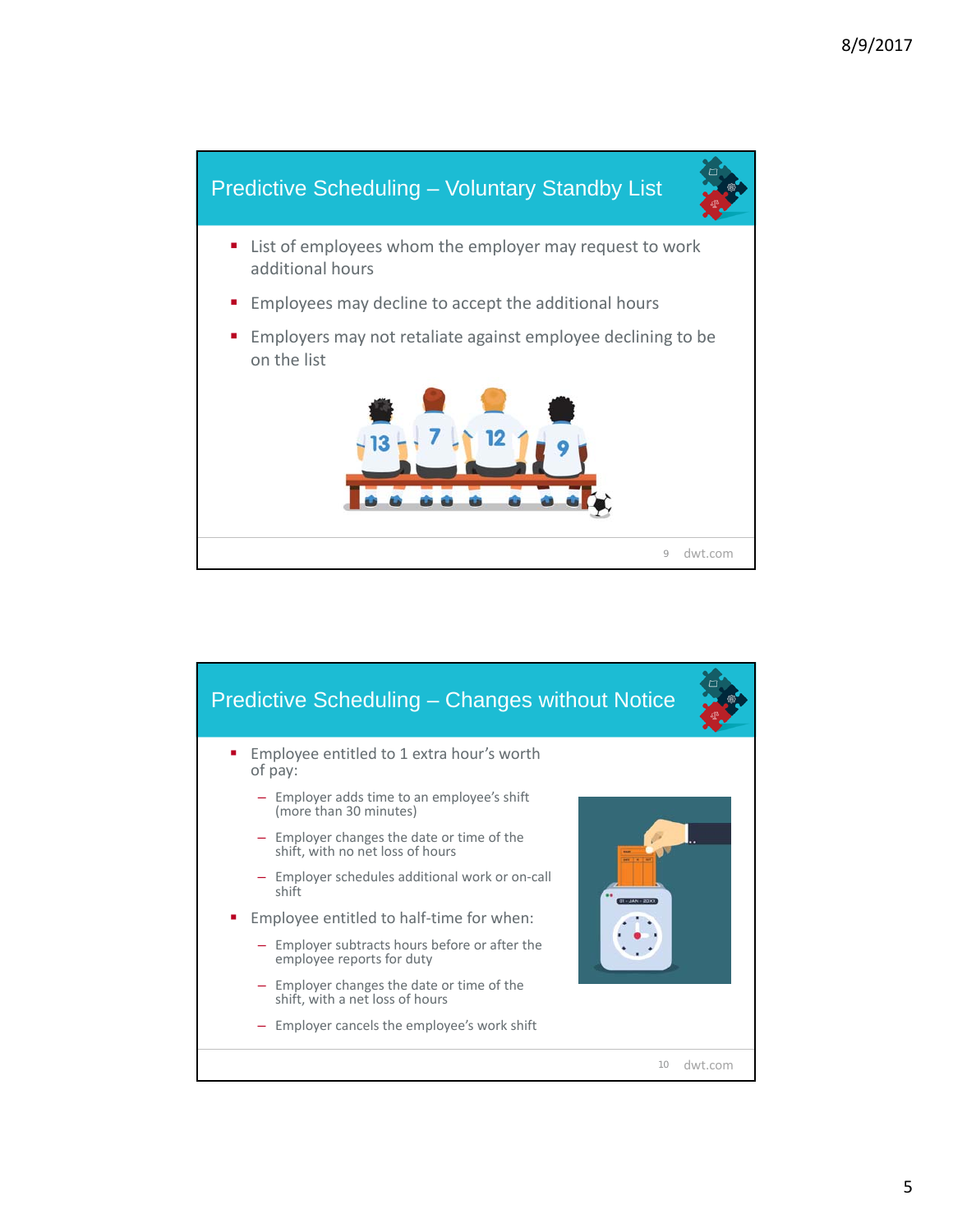## Predictive Scheduling – Voluntary Standby List

- List of employees whom the employer may request to work additional hours
- Employees may decline to accept the additional hours
- Employers may not retaliate against employee declining to be on the list

## Predictive Scheduling – Changes without Notice

- Employee entitled to 1 extra hour's worth of pay:
  - Employer adds time to an employee's shift (more than 30 minutes)
  - Employer changes the date or time of the shift, with no net loss of hours
  - Employer schedules additional work or on-call shift
- Employee entitled to half-time for when:
  - Employer subtracts hours before or after the employee reports for duty
  - Employer changes the date or time of the shift, with a net loss of hours
  - Employer cancels the employee's work shift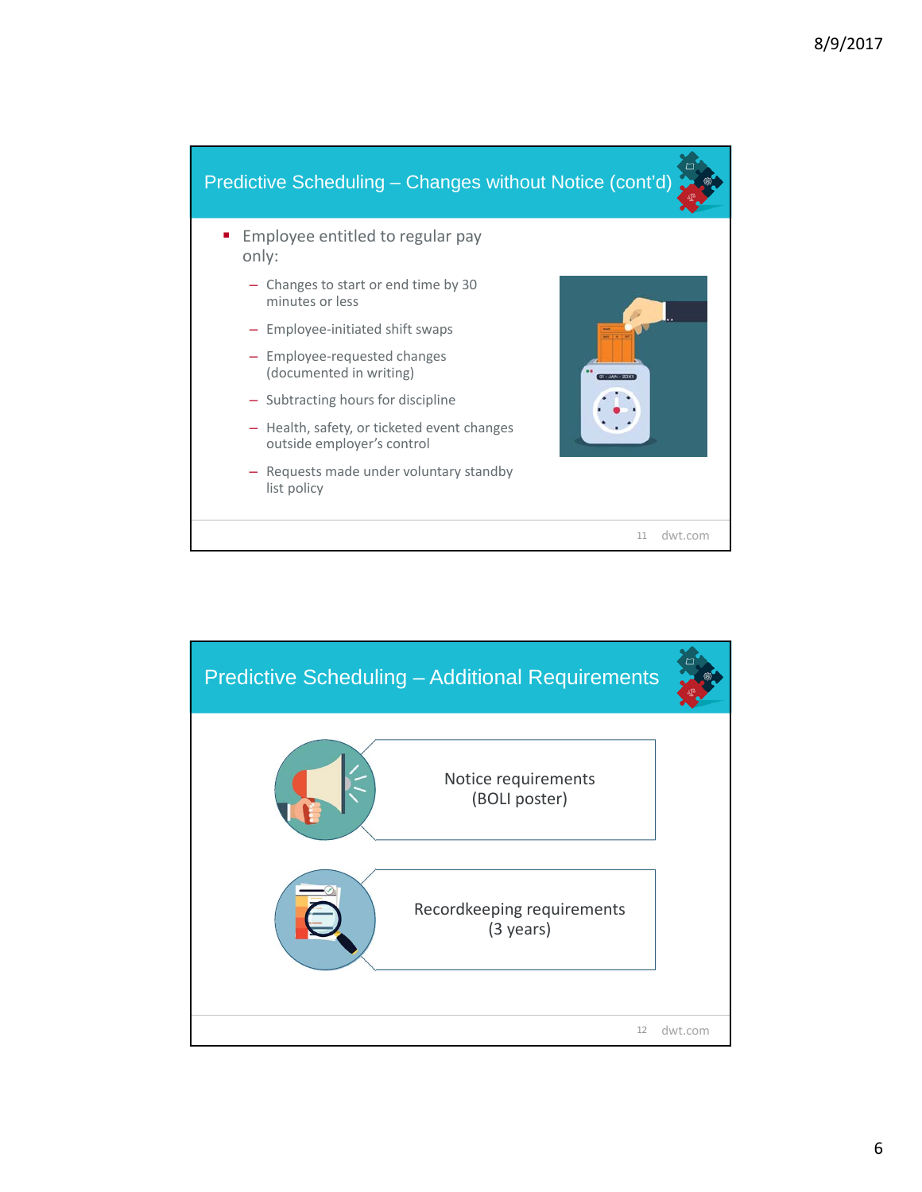## Predictive Scheduling – Changes without Notice (cont'd)

- Employee entitled to regular pay only:
  - Changes to start or end time by 30 minutes or less
  - Employee-initiated shift swaps
  - Employee-requested changes (documented in writing)
  - Subtracting hours for discipline
  - Health, safety, or ticketed event changes outside employer's control
  - Requests made under voluntary standby list policy

## Predictive Scheduling – Additional Requirements

- Notice requirements (BOLI poster)
- Recordkeeping requirements (3 years)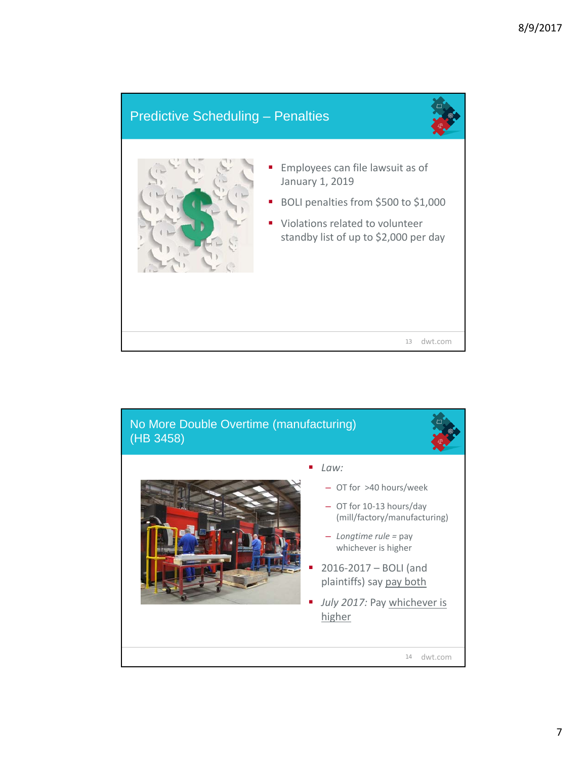## Predictive Scheduling – Penalties

- Employees can file lawsuit as of January 1, 2019
- BOLI penalties from $500 to $1,000
- Violations related to volunteer standby list of up to $2,000 per day

## No More Double Overtime (manufacturing) (HB 3458)

- *Law:*
  - OT for >40 hours/week
  - OT for 10-13 hours/day (mill/factory/manufacturing)
  - *Longtime rule* = pay whichever is higher
- 2016-2017 – BOLI (and plaintiffs) say pay both
- *July 2017:* Pay whichever is higher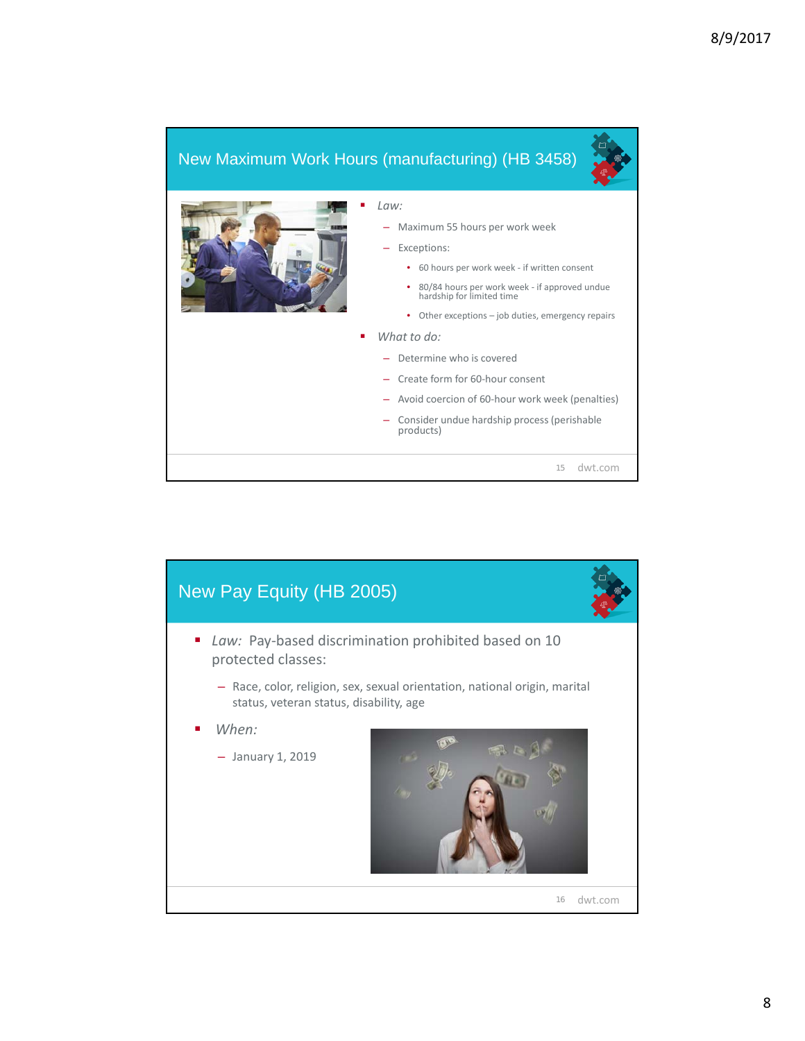## New Maximum Work Hours (manufacturing) (HB 3458)

- *Law:*
  - Maximum 55 hours per work week
  - Exceptions:
    - 60 hours per work week - if written consent
    - 80/84 hours per work week - if approved undue hardship for limited time
    - Other exceptions – job duties, emergency repairs
- *What to do:*
  - Determine who is covered
  - Create form for 60-hour consent
  - Avoid coercion of 60-hour work week (penalties)
  - Consider undue hardship process (perishable products)

## New Pay Equity (HB 2005)

- *Law:* Pay-based discrimination prohibited based on 10 protected classes:
  - Race, color, religion, sex, sexual orientation, national origin, marital status, veteran status, disability, age
- *When:*
  - January 1, 2019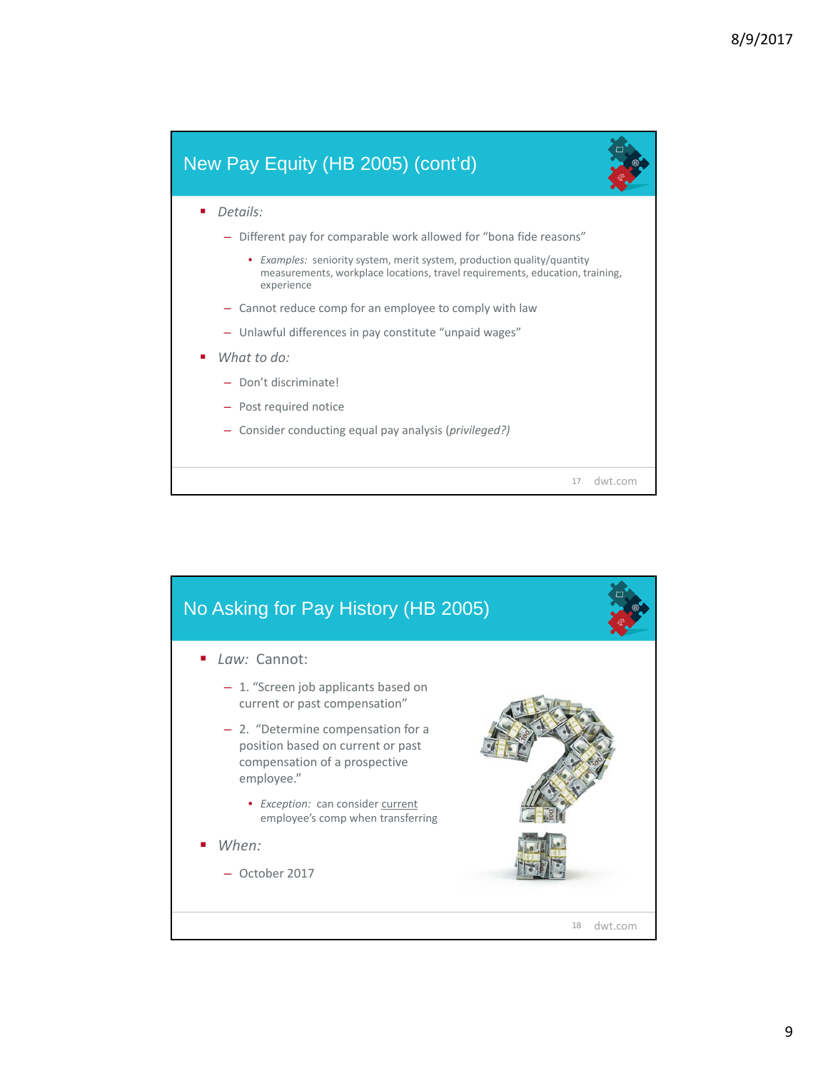## New Pay Equity (HB 2005) (cont'd)

- *Details:*
  - Different pay for comparable work allowed for "bona fide reasons"
    - *Examples:* seniority system, merit system, production quality/quantity measurements, workplace locations, travel requirements, education, training, experience
  - Cannot reduce comp for an employee to comply with law
  - Unlawful differences in pay constitute "unpaid wages"
- *What to do:*
  - Don't discriminate!
  - Post required notice
  - Consider conducting equal pay analysis (*privileged?)*

## No Asking for Pay History (HB 2005)

- *Law:* Cannot:
  - 1. "Screen job applicants based on current or past compensation"
  - 2. "Determine compensation for a position based on current or past compensation of a prospective employee."
    - *Exception:* can consider <u>current</u> employee's comp when transferring
- *When:*
  - October 2017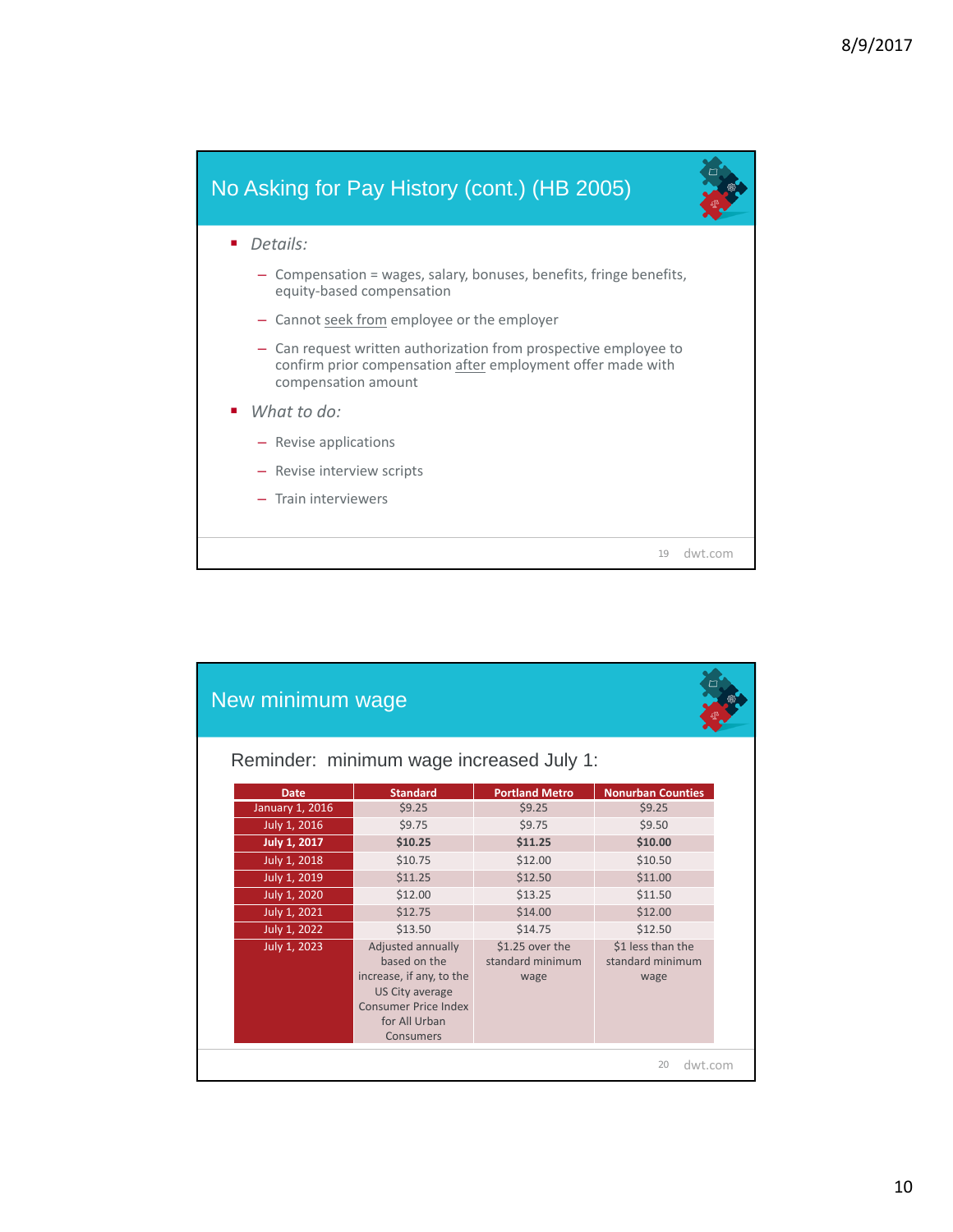## No Asking for Pay History (cont.) (HB 2005)

- *Details:*
  - Compensation = wages, salary, bonuses, benefits, fringe benefits, equity-based compensation
  - Cannot seek from employee or the employer
  - Can request written authorization from prospective employee to confirm prior compensation after employment offer made with compensation amount
- *What to do:*
  - Revise applications
  - Revise interview scripts
  - Train interviewers

## New minimum wage

Reminder: minimum wage increased July 1:

| Date | Standard | Portland Metro | Nonurban Counties |
|---|---|---|---|
| January 1, 2016 | $9.25 | $9.25 | $9.25 |
| July 1, 2016 | $9.75 | $9.75 | $9.50 |
| **July 1, 2017** | **$10.25** | **$11.25** | **$10.00** |
| July 1, 2018 | $10.75 | $12.00 | $10.50 |
| July 1, 2019 | $11.25 | $12.50 | $11.00 |
| July 1, 2020 | $12.00 | $13.25 | $11.50 |
| July 1, 2021 | $12.75 | $14.00 | $12.00 |
| July 1, 2022 | $13.50 | $14.75 | $12.50 |
| July 1, 2023 | Adjusted annually based on the increase, if any, to the US City average Consumer Price Index for All Urban Consumers | $1.25 over the standard minimum wage | $1 less than the standard minimum wage |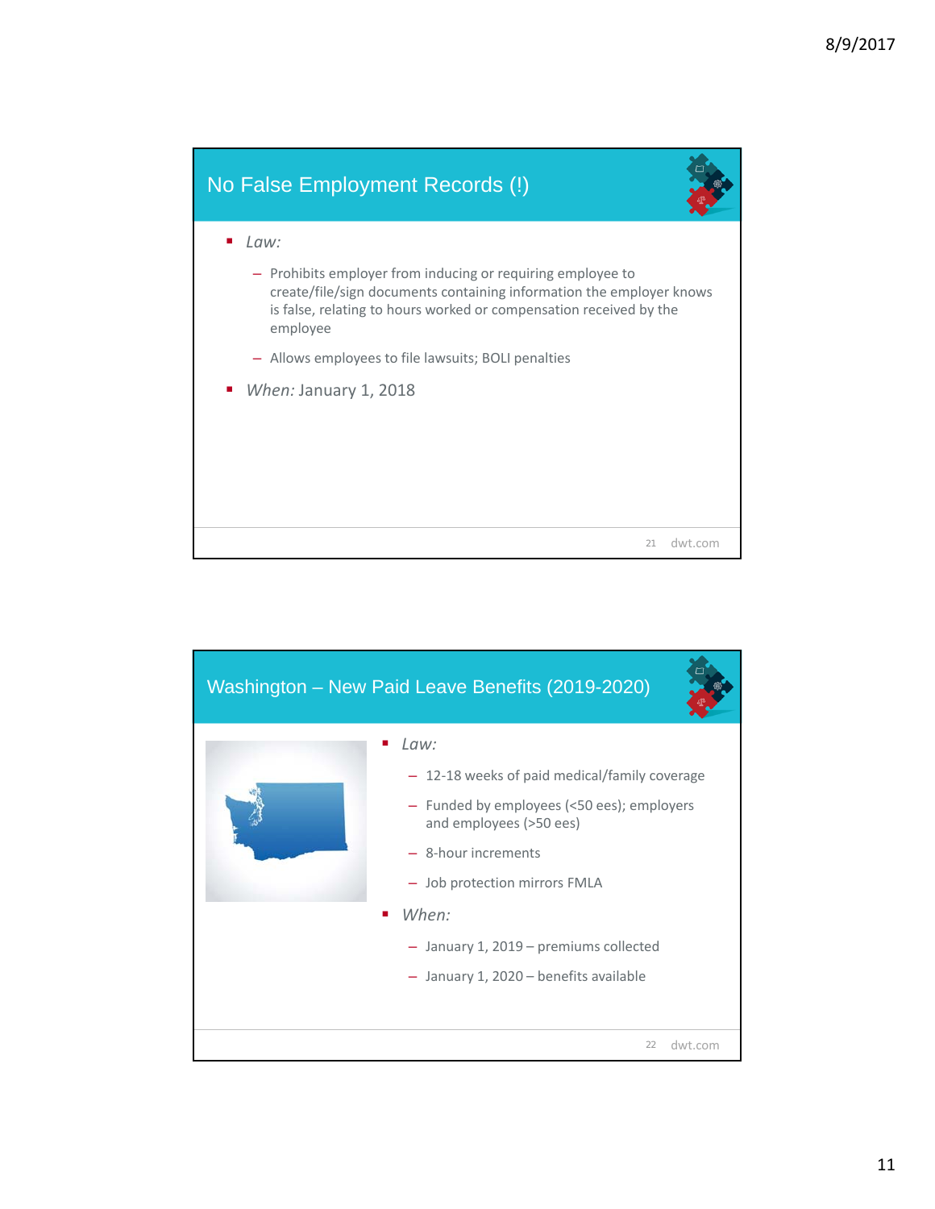## No False Employment Records (!)

- *Law:*
  - Prohibits employer from inducing or requiring employee to create/file/sign documents containing information the employer knows is false, relating to hours worked or compensation received by the employee
  - Allows employees to file lawsuits; BOLI penalties
- *When:* January 1, 2018

## Washington – New Paid Leave Benefits (2019-2020)

- *Law:*
  - 12-18 weeks of paid medical/family coverage
  - Funded by employees (<50 ees); employers and employees (>50 ees)
  - 8-hour increments
  - Job protection mirrors FMLA
- *When:*
  - January 1, 2019 – premiums collected
  - January 1, 2020 – benefits available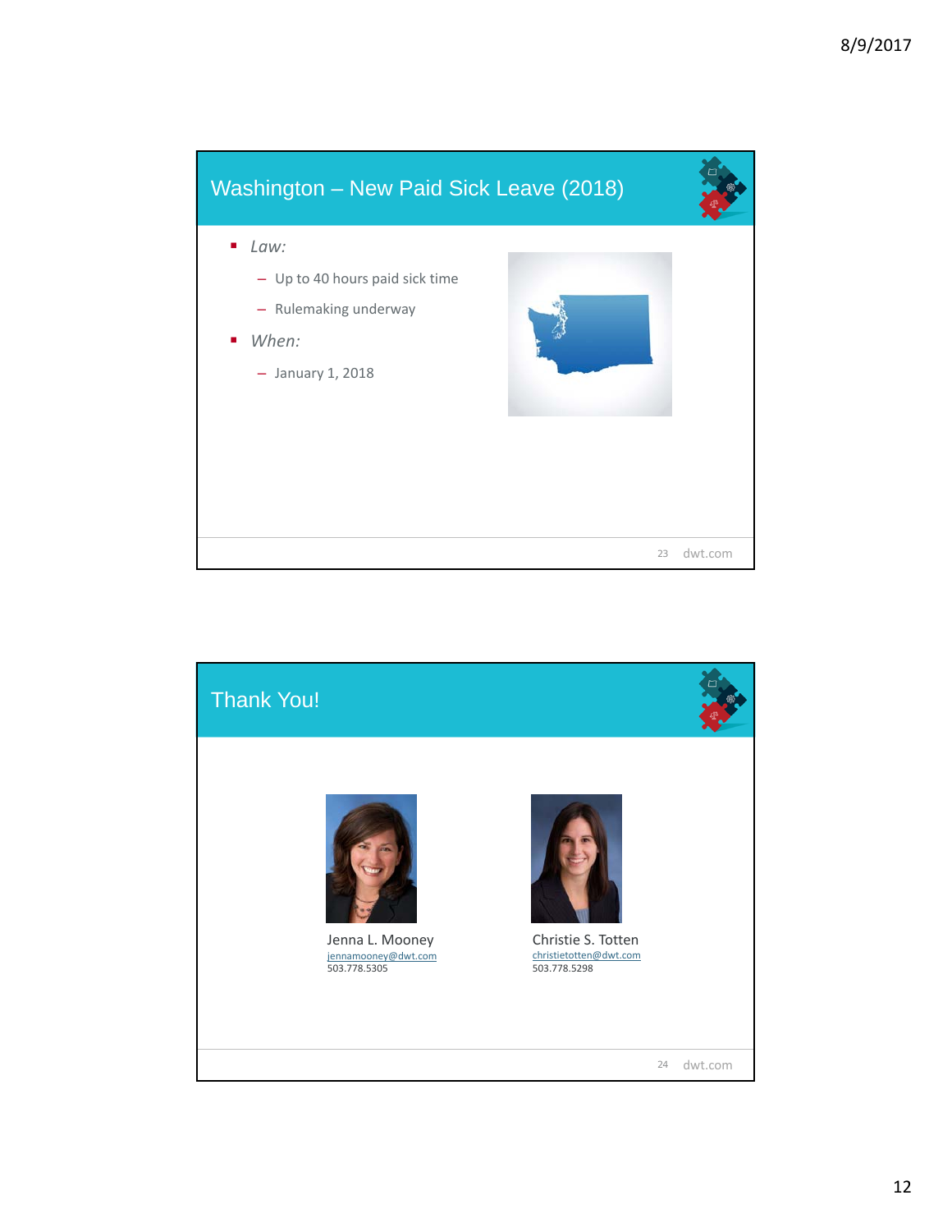## Washington – New Paid Sick Leave (2018)

- *Law:*
  - Up to 40 hours paid sick time
  - Rulemaking underway
- *When:*
  - January 1, 2018

## Thank You!

Jenna L. Mooney
jennamooney@dwt.com
503.778.5305

Christie S. Totten
christietotten@dwt.com
503.778.5298